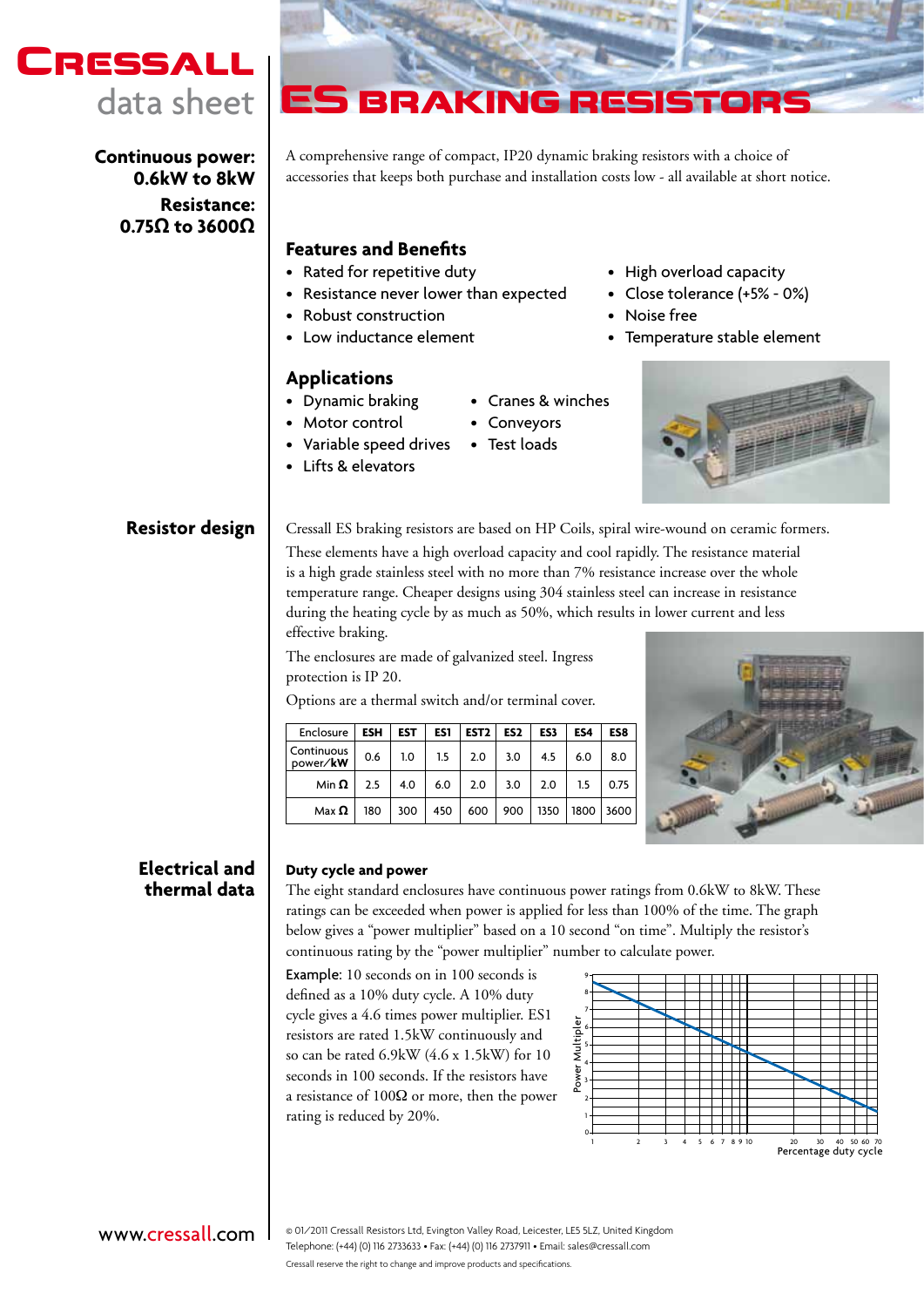# CRESSALL data sheet

# ES BRAKING RESISTORS

**Continuous power: 0.6kW to 8kW**

**Resistance: 0.75Ω to 3600Ω**

A comprehensive range of compact, IP20 dynamic braking resistors with a choice of accessories that keeps both purchase and installation costs low - all available at short notice.

## Features and Benefits

- Rated for repetitive duty
- Resistance never lower than expected
- Robust construction
- Low inductance element
- High overload capacity
- Close tolerance (+5% - 0%)
- Noise free
- Temperature stable element

## Applications

- Dynamic braking
- Motor control
- Variable speed drives
- Lifts & elevators
- Cranes & winches
- Conveyors
- Test loads

## Resistor design

Cressall ES braking resistors are based on HP Coils, spiral wire-wound on ceramic formers.

These elements have a high overload capacity and cool rapidly. The resistance material is a high grade stainless steel with no more than 7% resistance increase over the whole temperature range. Cheaper designs using 304 stainless steel can increase in resistance during the heating cycle by as much as 50%, which results in lower current and less effective braking.

The enclosures are made of galvanized steel. Ingress protection is IP 20.

Options are a thermal switch and/or terminal cover.

| Enclosure | ESH | EST | ES1 | EST2 | ES2 | ES3 | ES4 | ES8 |
|---|---|---|---|---|---|---|---|---|
| Continuous power/**kW** | 0.6 | 1.0 | 1.5 | 2.0 | 3.0 | 4.5 | 6.0 | 8.0 |
| Min **Ω** | 2.5 | 4.0 | 6.0 | 2.0 | 3.0 | 2.0 | 1.5 | 0.75 |
| Max **Ω** | 180 | 300 | 450 | 600 | 900 | 1350 | 1800 | 3600 |

## Electrical and thermal data

### Duty cycle and power

The eight standard enclosures have continuous power ratings from 0.6kW to 8kW. These ratings can be exceeded when power is applied for less than 100% of the time. The graph below gives a "power multiplier" based on a 10 second "on time". Multiply the resistor's continuous rating by the "power multiplier" number to calculate power.

Example: 10 seconds on in 100 seconds is defined as a 10% duty cycle. A 10% duty cycle gives a 4.6 times power multiplier. ES1 resistors are rated 1.5kW continuously and so can be rated 6.9kW (4.6 x 1.5kW) for 10 seconds in 100 seconds. If the resistors have a resistance of 100Ω or more, then the power rating is reduced by 20%.

www.cressall.com

© 01/2011 Cressall Resistors Ltd, Evington Valley Road, Leicester, LE5 5LZ, United Kingdom
Telephone: (+44) (0) 116 2733633 • Fax: (+44) (0) 116 2737911 • Email: sales@cressall.com
Cressall reserve the right to change and improve products and specifications.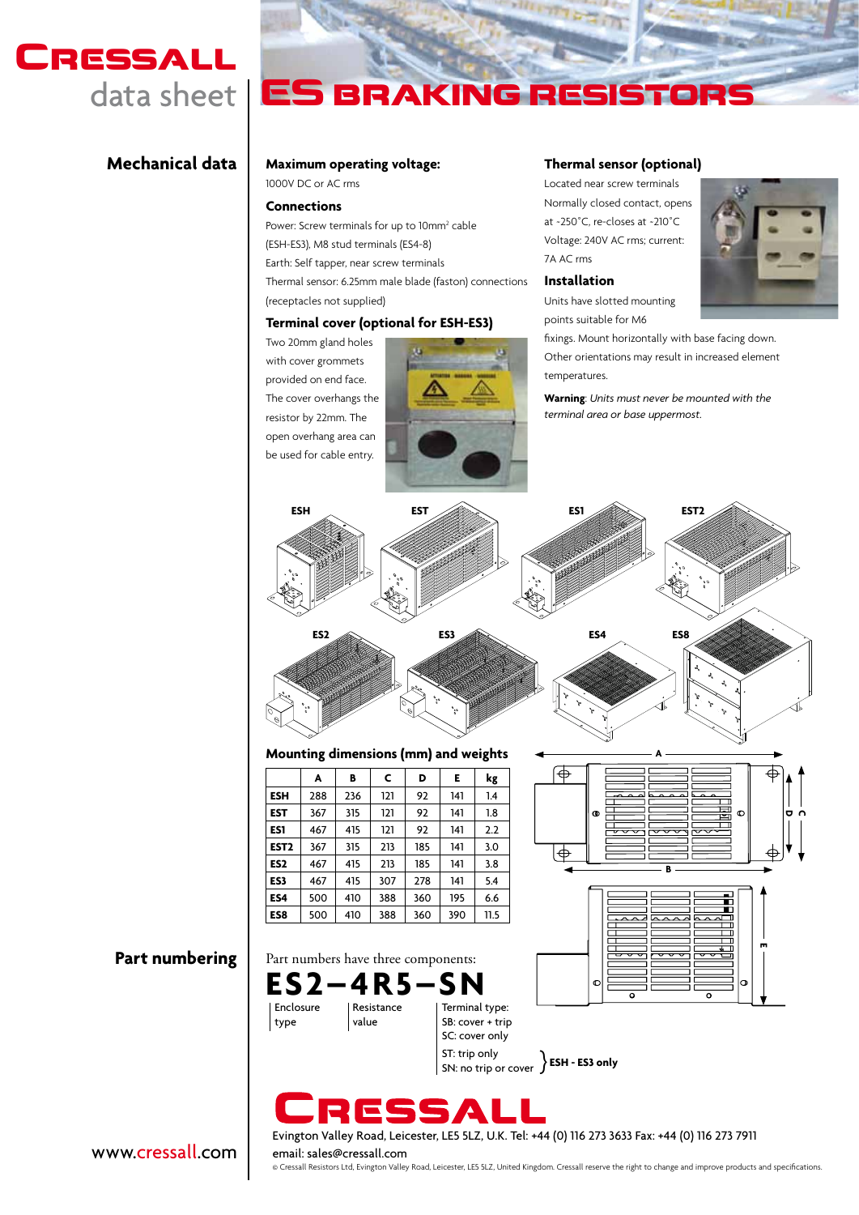# CRESSALL data sheet

# ES BRAKING RESISTORS

## Mechanical data

### Maximum operating voltage:

1000V DC or AC rms

### Connections

Power: Screw terminals for up to 10mm$^2$ cable (ESH-ES3), M8 stud terminals (ES4-8)

Earth: Self tapper, near screw terminals

Thermal sensor: 6.25mm male blade (faston) connections (receptacles not supplied)

### Terminal cover (optional for ESH-ES3)

Two 20mm gland holes with cover grommets provided on end face. The cover overhangs the resistor by 22mm. The open overhang area can be used for cable entry.

### Thermal sensor (optional)

Located near screw terminals

Normally closed contact, opens at ~250°C, re-closes at ~210°C

Voltage: 240V AC rms; current: 7A AC rms

### Installation

Units have slotted mounting points suitable for M6 fixings. Mount horizontally with base facing down. Other orientations may result in increased element temperatures.

**Warning**: *Units must never be mounted with the terminal area or base uppermost.*

ESH, EST, ES1, EST2, ES2, ES3, ES4, ES8

### Mounting dimensions (mm) and weights

| | A | B | C | D | E | kg |
|---|---|---|---|---|---|---|
| **ESH** | 288 | 236 | 121 | 92 | 141 | 1.4 |
| **EST** | 367 | 315 | 121 | 92 | 141 | 1.8 |
| **ES1** | 467 | 415 | 121 | 92 | 141 | 2.2 |
| **EST2** | 367 | 315 | 213 | 185 | 141 | 3.0 |
| **ES2** | 467 | 415 | 213 | 185 | 141 | 3.8 |
| **ES3** | 467 | 415 | 307 | 278 | 141 | 5.4 |
| **ES4** | 500 | 410 | 388 | 360 | 195 | 6.6 |
| **ES8** | 500 | 410 | 388 | 360 | 390 | 11.5 |

A
B
C
D
E

## Part numbering

Part numbers have three components:

**ES2–4R5–SN**

- Enclosure type
- Resistance value
- Terminal type:
  - SB: cover + trip
  - SC: cover only
  - ST: trip only
  - SN: no trip or cover

ST and SN: **ESH - ES3 only**

**CRESSALL**

Evington Valley Road, Leicester, LE5 5LZ, U.K. Tel: +44 (0) 116 273 3633 Fax: +44 (0) 116 273 7911

email: sales@cressall.com

www.cressall.com

© Cressall Resistors Ltd, Evington Valley Road, Leicester, LE5 5LZ, United Kingdom. Cressall reserve the right to change and improve products and specifications.